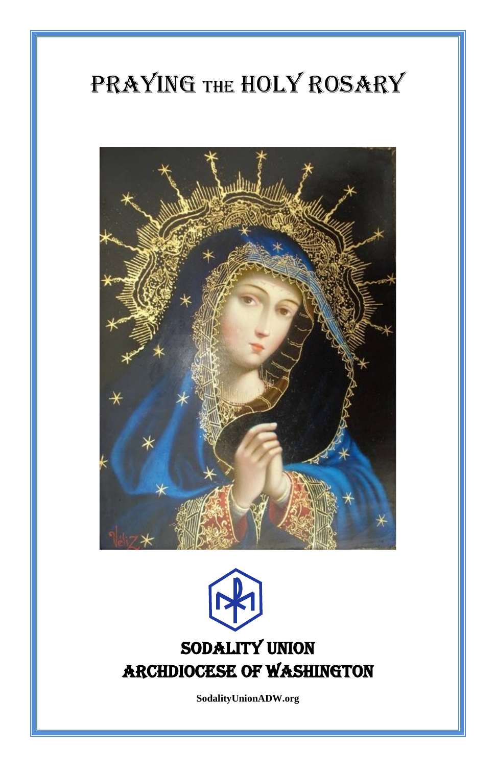# PRAYING THE HOLY ROSARY

## SODALITY UNION
## ARCHDIOCESE OF WASHINGTON

**SodalityUnionADW.org**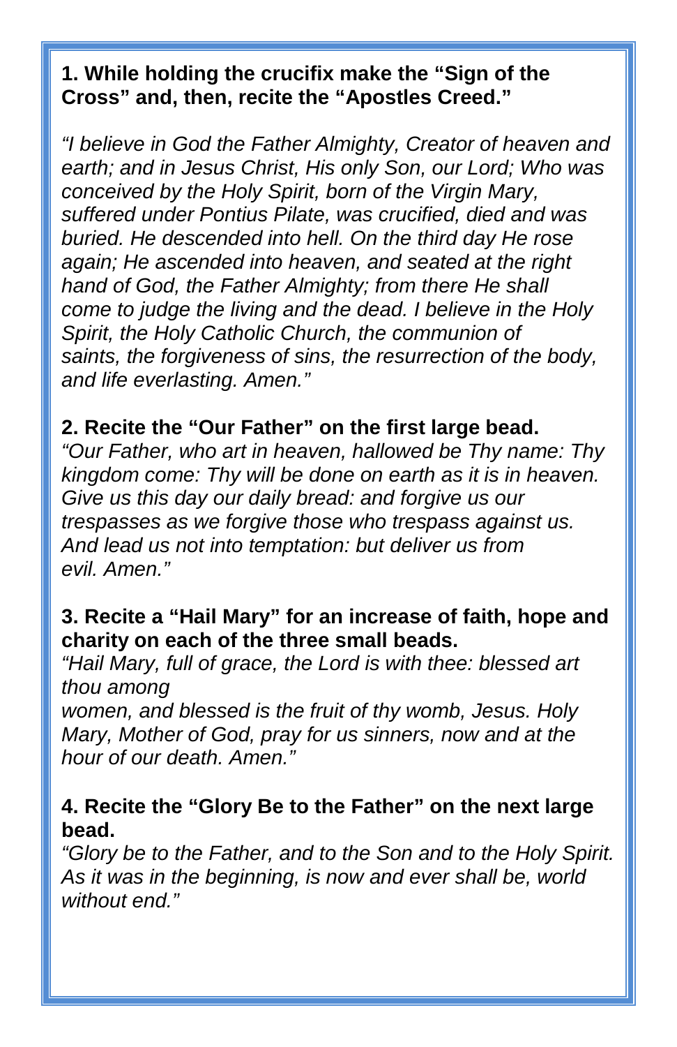**1. While holding the crucifix make the "Sign of the Cross" and, then, recite the "Apostles Creed."**

*"I believe in God the Father Almighty, Creator of heaven and earth; and in Jesus Christ, His only Son, our Lord; Who was conceived by the Holy Spirit, born of the Virgin Mary, suffered under Pontius Pilate, was crucified, died and was buried. He descended into hell. On the third day He rose again; He ascended into heaven, and seated at the right hand of God, the Father Almighty; from there He shall come to judge the living and the dead. I believe in the Holy Spirit, the Holy Catholic Church, the communion of saints, the forgiveness of sins, the resurrection of the body, and life everlasting. Amen."*

**2. Recite the "Our Father" on the first large bead.**

*"Our Father, who art in heaven, hallowed be Thy name: Thy kingdom come: Thy will be done on earth as it is in heaven. Give us this day our daily bread: and forgive us our trespasses as we forgive those who trespass against us. And lead us not into temptation: but deliver us from evil. Amen."*

**3. Recite a "Hail Mary" for an increase of faith, hope and charity on each of the three small beads.**

*"Hail Mary, full of grace, the Lord is with thee: blessed art thou among women, and blessed is the fruit of thy womb, Jesus. Holy Mary, Mother of God, pray for us sinners, now and at the hour of our death. Amen."*

**4. Recite the "Glory Be to the Father" on the next large bead.**

*"Glory be to the Father, and to the Son and to the Holy Spirit. As it was in the beginning, is now and ever shall be, world without end."*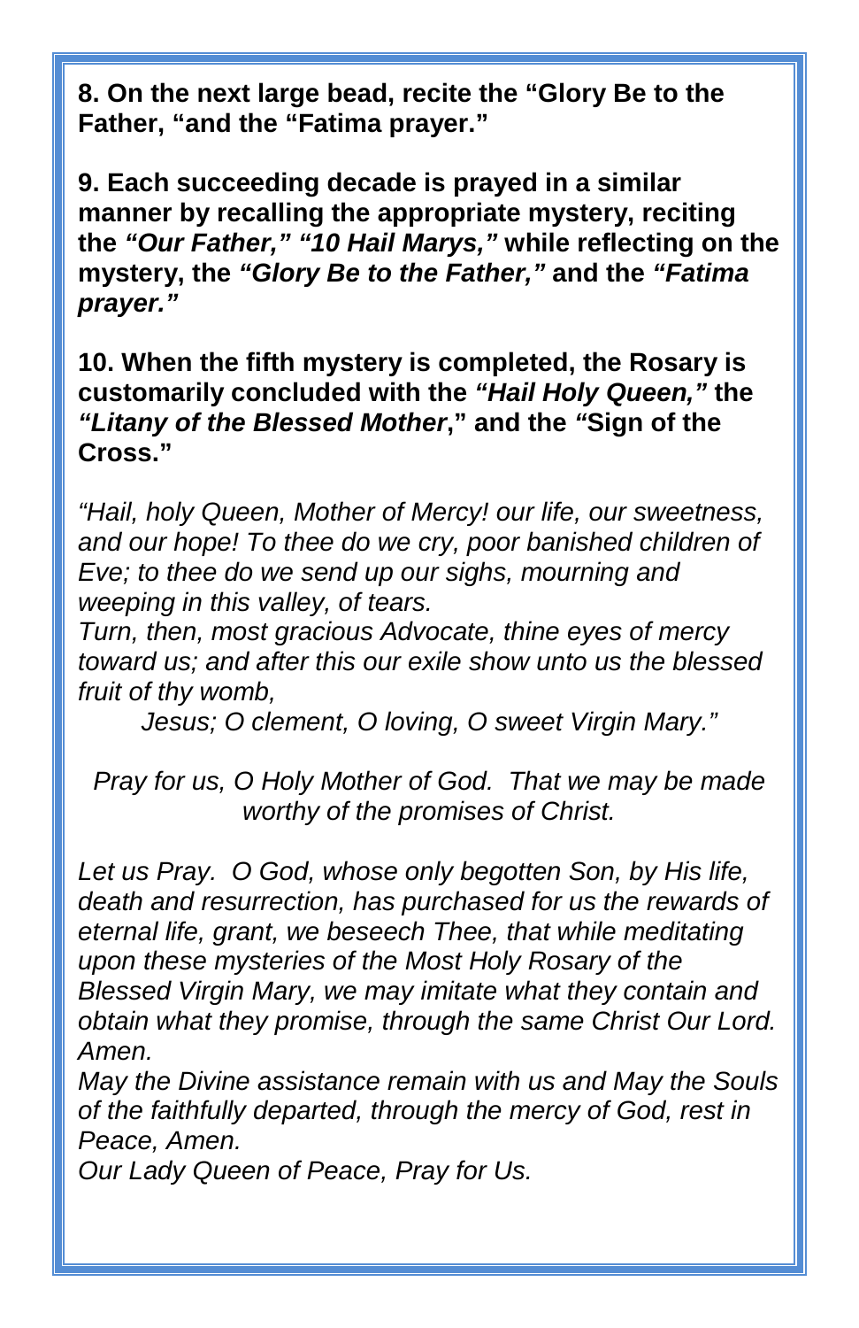**8. On the next large bead, recite the "Glory Be to the Father, "and the "Fatima prayer."**

**9. Each succeeding decade is prayed in a similar manner by recalling the appropriate mystery, reciting the *"Our Father," "10 Hail Marys,"* while reflecting on the mystery, the *"Glory Be to the Father,"* and the *"Fatima prayer."***

**10. When the fifth mystery is completed, the Rosary is customarily concluded with the *"Hail Holy Queen,"* the *"Litany of the Blessed Mother*," and the *"*Sign of the Cross."**

*"Hail, holy Queen, Mother of Mercy! our life, our sweetness, and our hope! To thee do we cry, poor banished children of Eve; to thee do we send up our sighs, mourning and weeping in this valley, of tears.*
*Turn, then, most gracious Advocate, thine eyes of mercy toward us; and after this our exile show unto us the blessed fruit of thy womb,*
*Jesus; O clement, O loving, O sweet Virgin Mary."*

*Pray for us, O Holy Mother of God. That we may be made worthy of the promises of Christ.*

*Let us Pray. O God, whose only begotten Son, by His life, death and resurrection, has purchased for us the rewards of eternal life, grant, we beseech Thee, that while meditating upon these mysteries of the Most Holy Rosary of the Blessed Virgin Mary, we may imitate what they contain and obtain what they promise, through the same Christ Our Lord. Amen.*
*May the Divine assistance remain with us and May the Souls of the faithfully departed, through the mercy of God, rest in Peace, Amen.*
*Our Lady Queen of Peace, Pray for Us.*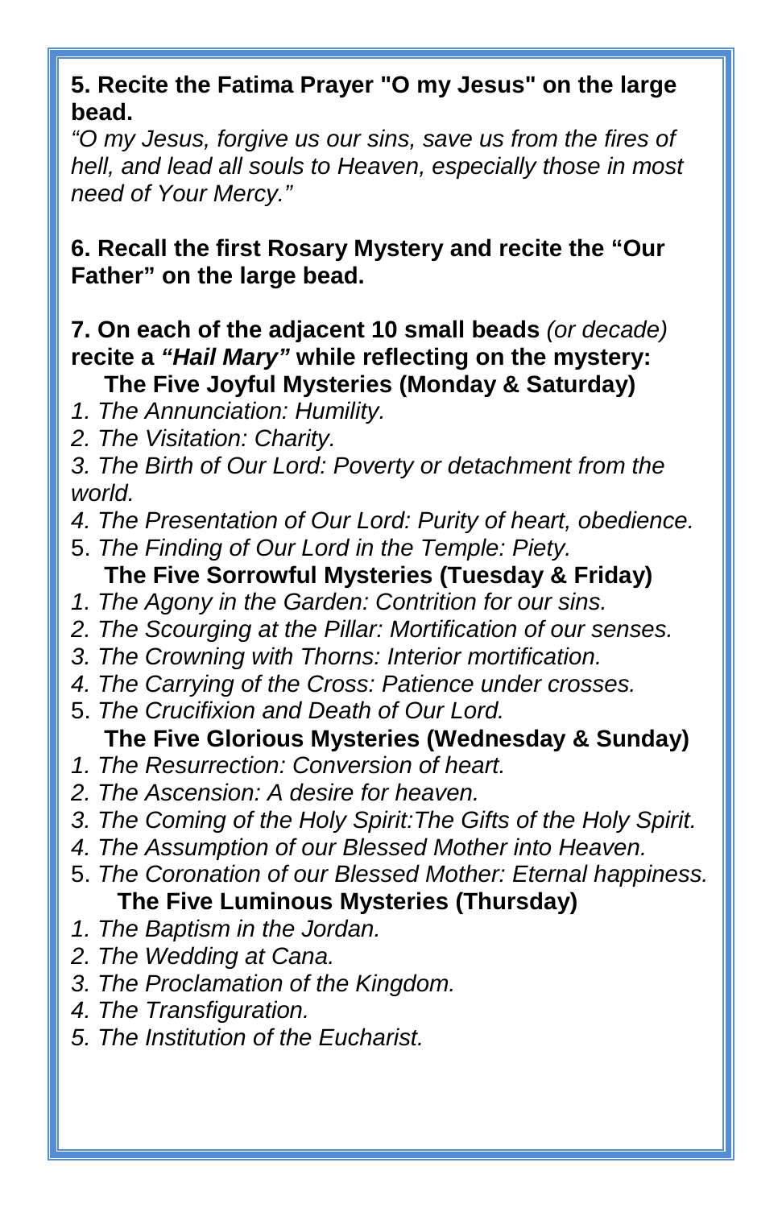**5. Recite the Fatima Prayer "O my Jesus" on the large bead.**

*"O my Jesus, forgive us our sins, save us from the fires of hell, and lead all souls to Heaven, especially those in most need of Your Mercy."*

**6. Recall the first Rosary Mystery and recite the "Our Father" on the large bead.**

**7. On each of the adjacent 10 small beads** *(or decade)* **recite a *"Hail Mary"* while reflecting on the mystery:**

**The Five Joyful Mysteries (Monday & Saturday)**

*1. The Annunciation: Humility.*
*2. The Visitation: Charity.*
*3. The Birth of Our Lord: Poverty or detachment from the world.*
*4. The Presentation of Our Lord: Purity of heart, obedience.*
5. *The Finding of Our Lord in the Temple: Piety.*

**The Five Sorrowful Mysteries (Tuesday & Friday)**

*1. The Agony in the Garden: Contrition for our sins.*
*2. The Scourging at the Pillar: Mortification of our senses.*
*3. The Crowning with Thorns: Interior mortification.*
*4. The Carrying of the Cross: Patience under crosses.*
5. *The Crucifixion and Death of Our Lord.*

**The Five Glorious Mysteries (Wednesday & Sunday)**

*1. The Resurrection: Conversion of heart.*
*2. The Ascension: A desire for heaven.*
*3. The Coming of the Holy Spirit:The Gifts of the Holy Spirit.*
*4. The Assumption of our Blessed Mother into Heaven.*
5. *The Coronation of our Blessed Mother: Eternal happiness.*

**The Five Luminous Mysteries (Thursday)**

*1. The Baptism in the Jordan.*
*2. The Wedding at Cana.*
*3. The Proclamation of the Kingdom.*
*4. The Transfiguration.*
*5. The Institution of the Eucharist.*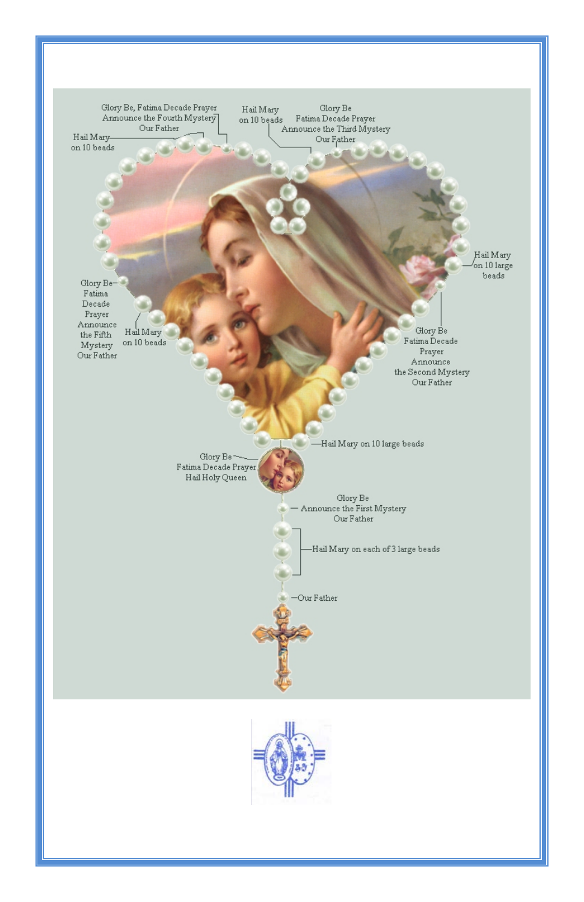Glory Be, Fatima Decade Prayer
Announce the Fourth Mystery
Our Father

Hail Mary
on 10 beads

Hail Mary
on 10 beads

Glory Be
Fatima Decade Prayer
Announce the Third Mystery
Our Father

Hail Mary
on 10 large
beads

Glory Be
Fatima
Decade
Prayer
Announce
the Fifth
Mystery
Our Father

Hail Mary
on 10 beads

Glory Be
Fatima Decade
Prayer
Announce
the Second Mystery
Our Father

Hail Mary on 10 large beads

Glory Be
Fatima Decade Prayer
Hail Holy Queen

Glory Be
Announce the First Mystery
Our Father

Hail Mary on each of 3 large beads

Our Father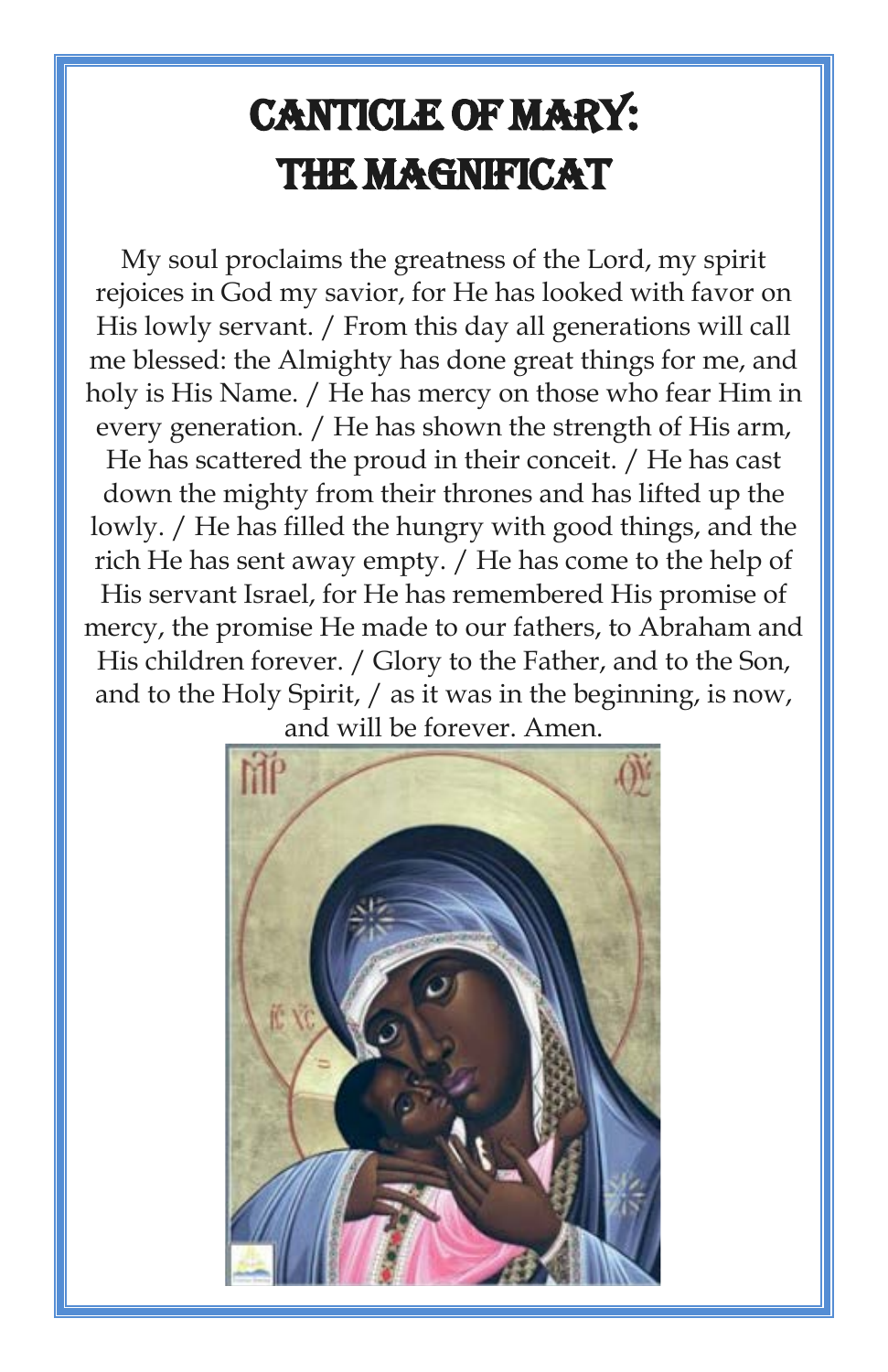# Canticle of Mary: The Magnificat

My soul proclaims the greatness of the Lord, my spirit rejoices in God my savior, for He has looked with favor on His lowly servant. / From this day all generations will call me blessed: the Almighty has done great things for me, and holy is His Name. / He has mercy on those who fear Him in every generation. / He has shown the strength of His arm, He has scattered the proud in their conceit. / He has cast down the mighty from their thrones and has lifted up the lowly. / He has filled the hungry with good things, and the rich He has sent away empty. / He has come to the help of His servant Israel, for He has remembered His promise of mercy, the promise He made to our fathers, to Abraham and His children forever. / Glory to the Father, and to the Son, and to the Holy Spirit, / as it was in the beginning, is now, and will be forever. Amen.